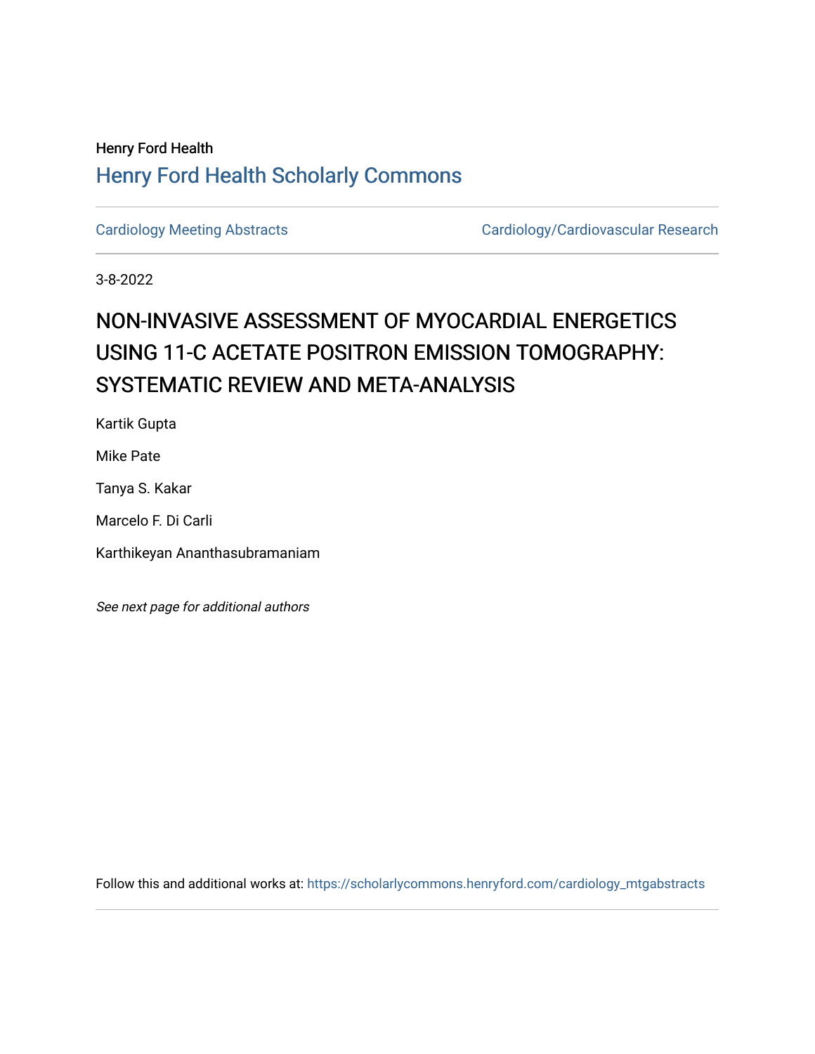Henry Ford Health

Henry Ford Health Scholarly Commons

Cardiology Meeting Abstracts

Cardiology/Cardiovascular Research

3-8-2022

# NON-INVASIVE ASSESSMENT OF MYOCARDIAL ENERGETICS USING 11-C ACETATE POSITRON EMISSION TOMOGRAPHY: SYSTEMATIC REVIEW AND META-ANALYSIS

Kartik Gupta

Mike Pate

Tanya S. Kakar

Marcelo F. Di Carli

Karthikeyan Ananthasubramaniam

*See next page for additional authors*

Follow this and additional works at: https://scholarlycommons.henryford.com/cardiology_mtgabstracts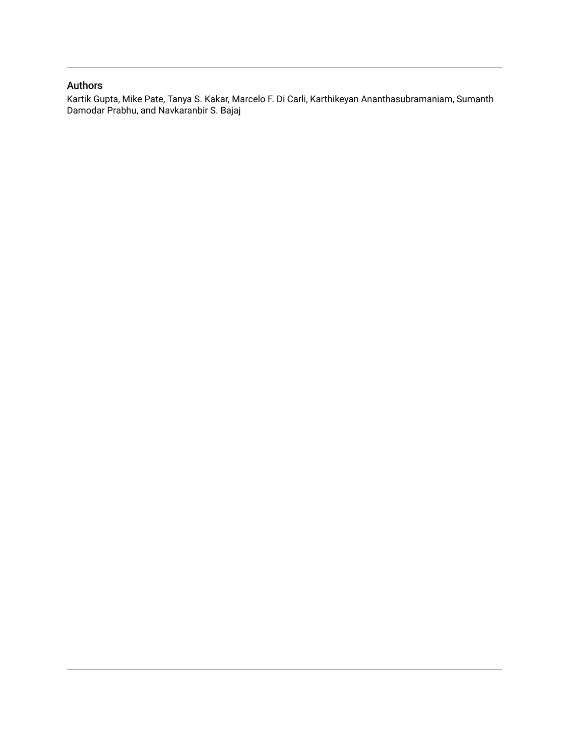## Authors

Kartik Gupta, Mike Pate, Tanya S. Kakar, Marcelo F. Di Carli, Karthikeyan Ananthasubramaniam, Sumanth Damodar Prabhu, and Navkaranbir S. Bajaj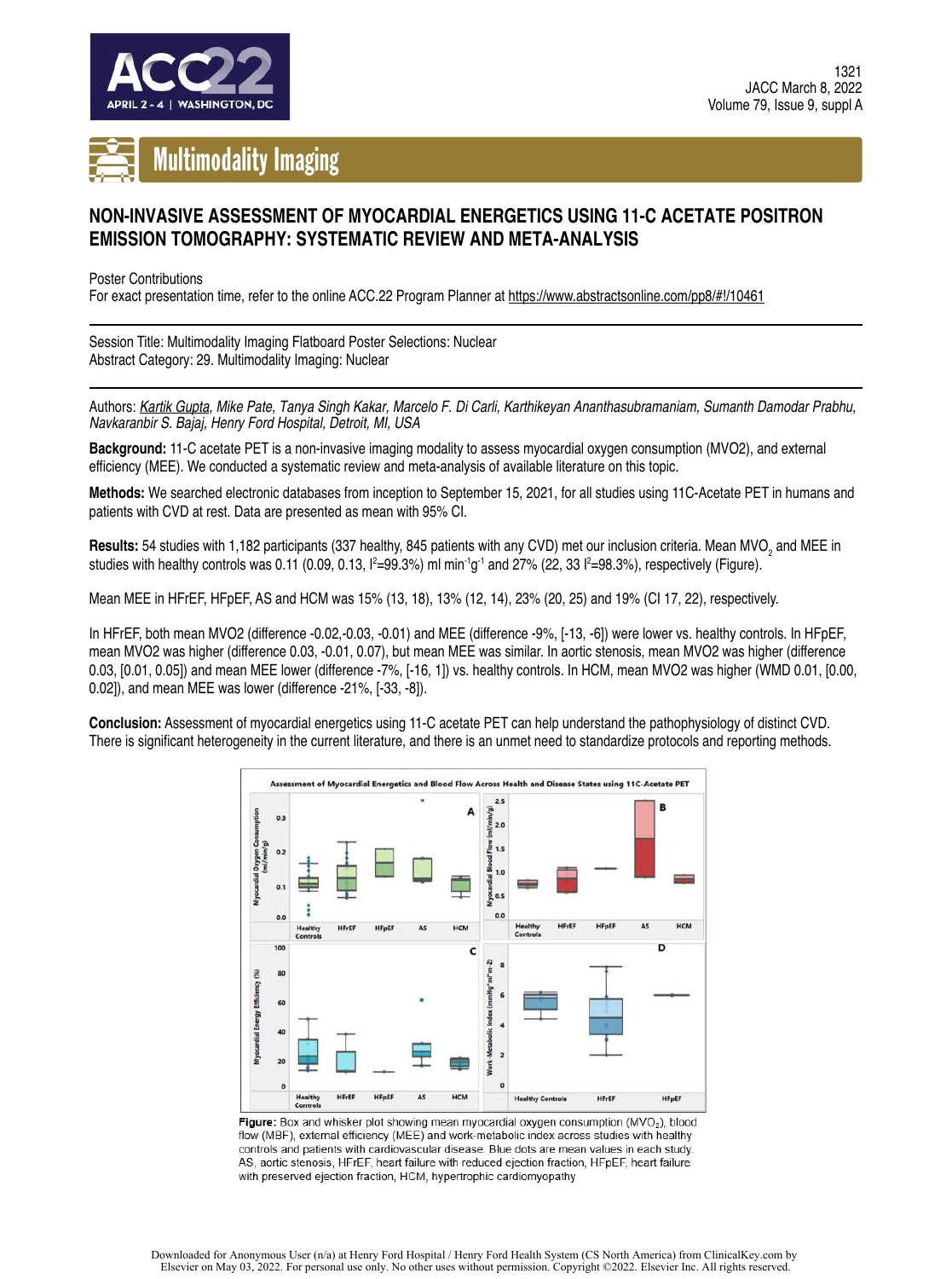# Multimodality Imaging

## NON-INVASIVE ASSESSMENT OF MYOCARDIAL ENERGETICS USING 11-C ACETATE POSITRON EMISSION TOMOGRAPHY: SYSTEMATIC REVIEW AND META-ANALYSIS

Poster Contributions
For exact presentation time, refer to the online ACC.22 Program Planner at https://www.abstractsonline.com/pp8/#!/10461

Session Title: Multimodality Imaging Flatboard Poster Selections: Nuclear
Abstract Category: 29. Multimodality Imaging: Nuclear

Authors: *Kartik Gupta, Mike Pate, Tanya Singh Kakar, Marcelo F. Di Carli, Karthikeyan Ananthasubramaniam, Sumanth Damodar Prabhu, Navkaranbir S. Bajaj, Henry Ford Hospital, Detroit, MI, USA*

**Background:** 11-C acetate PET is a non-invasive imaging modality to assess myocardial oxygen consumption (MVO2), and external efficiency (MEE). We conducted a systematic review and meta-analysis of available literature on this topic.

**Methods:** We searched electronic databases from inception to September 15, 2021, for all studies using 11C-Acetate PET in humans and patients with CVD at rest. Data are presented as mean with 95% CI.

**Results:** 54 studies with 1,182 participants (337 healthy, 845 patients with any CVD) met our inclusion criteria. Mean $MVO_2$ and MEE in studies with healthy controls was 0.11 (0.09, 0.13, $I^2$=99.3%) ml $min^{-1}g^{-1}$ and 27% (22, 33 $I^2$=98.3%), respectively (Figure).

Mean MEE in HFrEF, HFpEF, AS and HCM was 15% (13, 18), 13% (12, 14), 23% (20, 25) and 19% (CI 17, 22), respectively.

In HFrEF, both mean MVO2 (difference -0.02,-0.03, -0.01) and MEE (difference -9%, [-13, -6]) were lower vs. healthy controls. In HFpEF, mean MVO2 was higher (difference 0.03, -0.01, 0.07), but mean MEE was similar. In aortic stenosis, mean MVO2 was higher (difference 0.03, [0.01, 0.05]) and mean MEE lower (difference -7%, [-16, 1]) vs. healthy controls. In HCM, mean MVO2 was higher (WMD 0.01, [0.00, 0.02]), and mean MEE was lower (difference -21%, [-33, -8]).

**Conclusion:** Assessment of myocardial energetics using 11-C acetate PET can help understand the pathophysiology of distinct CVD. There is significant heterogeneity in the current literature, and there is an unmet need to standardize protocols and reporting methods.

Assessment of Myocardial Energetics and Blood Flow Across Health and Disease States using 11C-Acetate PET

A
Myocardial Oxygen Consumption (ml/min/g)
0.0
0.1
0.2
0.3
Healthy Controls
HFrEF
HFpEF
AS
HCM

B
Myocardial Blood Flow (ml/min/g)
0.0
0.5
1.0
1.5
2.0
2.5
Healthy Controls
HFrEF
HFpEF
AS
HCM

C
Myocardial Energy Efficiency (%)
0
20
40
60
80
100
Healthy Controls
HFrEF
HFpEF
AS
HCM

D
Work-Metabolic Index (mmHg*ml*m-2)
0
2
4
6
8
Healthy Controls
HFrEF
HFpEF

**Figure:** Box and whisker plot showing mean myocardial oxygen consumption ($MVO_2$), blood flow (MBF), external efficiency (MEE) and work-metabolic index across studies with healthy controls and patients with cardiovascular disease. Blue dots are mean values in each study. AS, aortic stenosis, HFrEF, heart failure with reduced ejection fraction, HFpEF, heart failure with preserved ejection fraction, HCM, hypertrophic cardiomyopathy